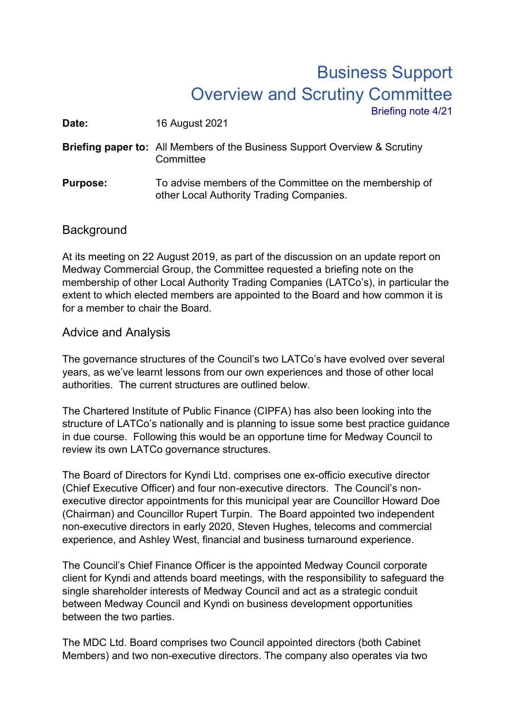# Business Support Overview and Scrutiny Committee

Briefing note 4/21

**Date:** 16 August 2021

**Briefing paper to:** All Members of the Business Support Overview & Scrutiny Committee

**Purpose:** To advise members of the Committee on the membership of other Local Authority Trading Companies.

## Background

At its meeting on 22 August 2019, as part of the discussion on an update report on Medway Commercial Group, the Committee requested a briefing note on the membership of other Local Authority Trading Companies (LATCo's), in particular the extent to which elected members are appointed to the Board and how common it is for a member to chair the Board.

## Advice and Analysis

The governance structures of the Council's two LATCo's have evolved over several years, as we've learnt lessons from our own experiences and those of other local authorities. The current structures are outlined below.

The Chartered Institute of Public Finance (CIPFA) has also been looking into the structure of LATCo's nationally and is planning to issue some best practice guidance in due course. Following this would be an opportune time for Medway Council to review its own LATCo governance structures.

The Board of Directors for Kyndi Ltd. comprises one ex-officio executive director (Chief Executive Officer) and four non-executive directors. The Council's non-executive director appointments for this municipal year are Councillor Howard Doe (Chairman) and Councillor Rupert Turpin. The Board appointed two independent non-executive directors in early 2020, Steven Hughes, telecoms and commercial experience, and Ashley West, financial and business turnaround experience.

The Council's Chief Finance Officer is the appointed Medway Council corporate client for Kyndi and attends board meetings, with the responsibility to safeguard the single shareholder interests of Medway Council and act as a strategic conduit between Medway Council and Kyndi on business development opportunities between the two parties.

The MDC Ltd. Board comprises two Council appointed directors (both Cabinet Members) and two non-executive directors. The company also operates via two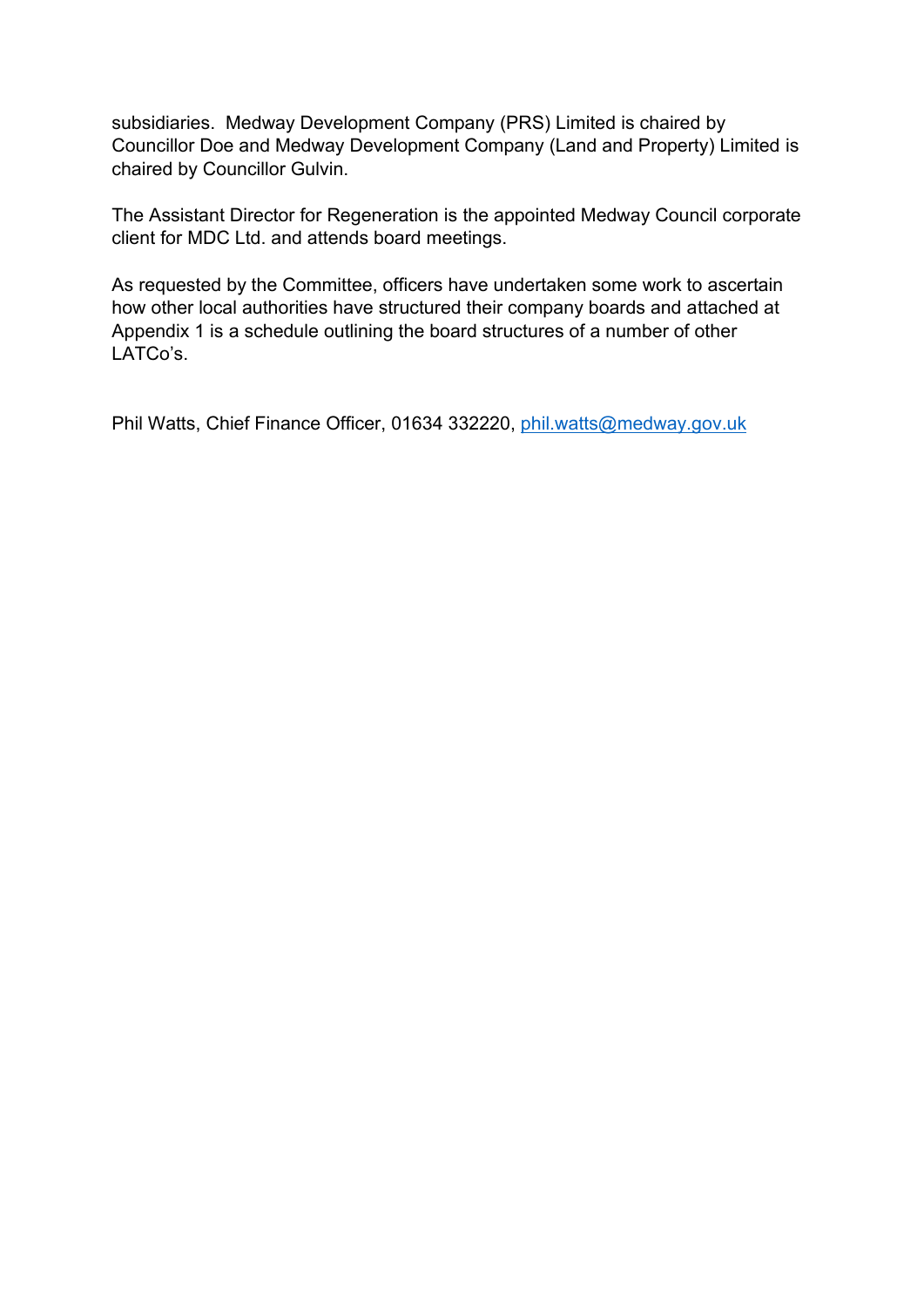subsidiaries. Medway Development Company (PRS) Limited is chaired by Councillor Doe and Medway Development Company (Land and Property) Limited is chaired by Councillor Gulvin.

The Assistant Director for Regeneration is the appointed Medway Council corporate client for MDC Ltd. and attends board meetings.

As requested by the Committee, officers have undertaken some work to ascertain how other local authorities have structured their company boards and attached at Appendix 1 is a schedule outlining the board structures of a number of other LATCo's.

Phil Watts, Chief Finance Officer, 01634 332220, phil.watts@medway.gov.uk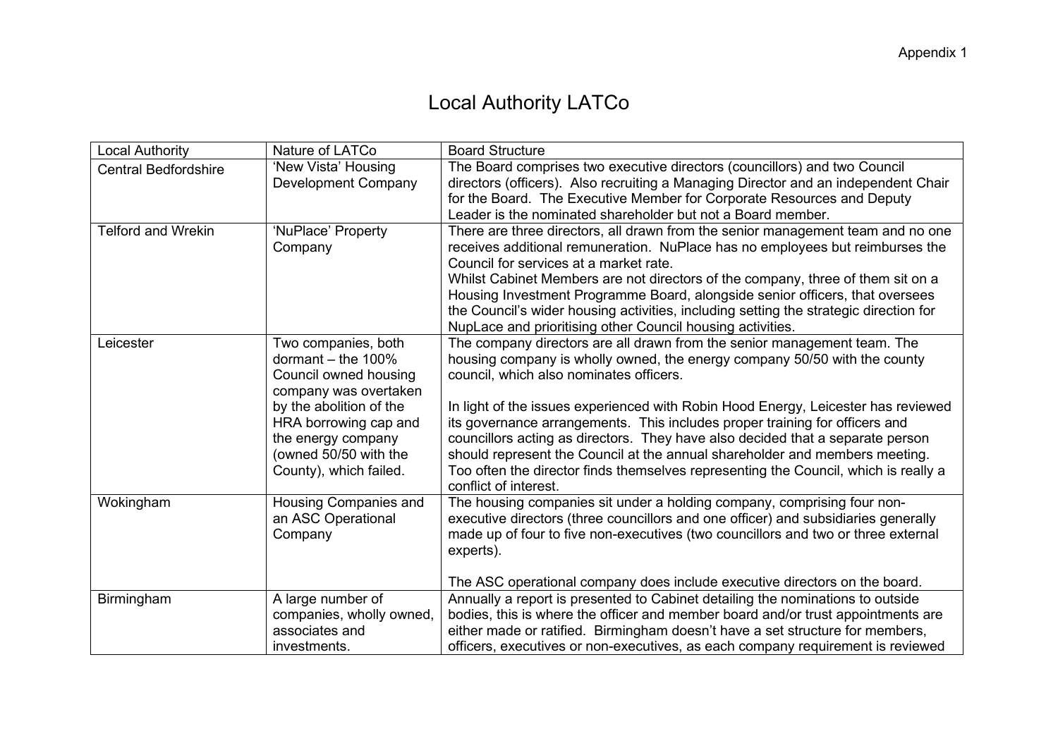Appendix 1

# Local Authority LATCo

| Local Authority | Nature of LATCo | Board Structure |
|---|---|---|
| Central Bedfordshire | 'New Vista' Housing Development Company | The Board comprises two executive directors (councillors) and two Council directors (officers). Also recruiting a Managing Director and an independent Chair for the Board. The Executive Member for Corporate Resources and Deputy Leader is the nominated shareholder but not a Board member. |
| Telford and Wrekin | 'NuPlace' Property Company | There are three directors, all drawn from the senior management team and no one receives additional remuneration. NuPlace has no employees but reimburses the Council for services at a market rate.<br>Whilst Cabinet Members are not directors of the company, three of them sit on a Housing Investment Programme Board, alongside senior officers, that oversees the Council's wider housing activities, including setting the strategic direction for NupLace and prioritising other Council housing activities. |
| Leicester | Two companies, both dormant – the 100% Council owned housing company was overtaken by the abolition of the HRA borrowing cap and the energy company (owned 50/50 with the County), which failed. | The company directors are all drawn from the senior management team. The housing company is wholly owned, the energy company 50/50 with the county council, which also nominates officers.<br><br>In light of the issues experienced with Robin Hood Energy, Leicester has reviewed its governance arrangements. This includes proper training for officers and councillors acting as directors. They have also decided that a separate person should represent the Council at the annual shareholder and members meeting. Too often the director finds themselves representing the Council, which is really a conflict of interest. |
| Wokingham | Housing Companies and an ASC Operational Company | The housing companies sit under a holding company, comprising four non-executive directors (three councillors and one officer) and subsidiaries generally made up of four to five non-executives (two councillors and two or three external experts).<br><br>The ASC operational company does include executive directors on the board. |
| Birmingham | A large number of companies, wholly owned, associates and investments. | Annually a report is presented to Cabinet detailing the nominations to outside bodies, this is where the officer and member board and/or trust appointments are either made or ratified. Birmingham doesn't have a set structure for members, officers, executives or non-executives, as each company requirement is reviewed |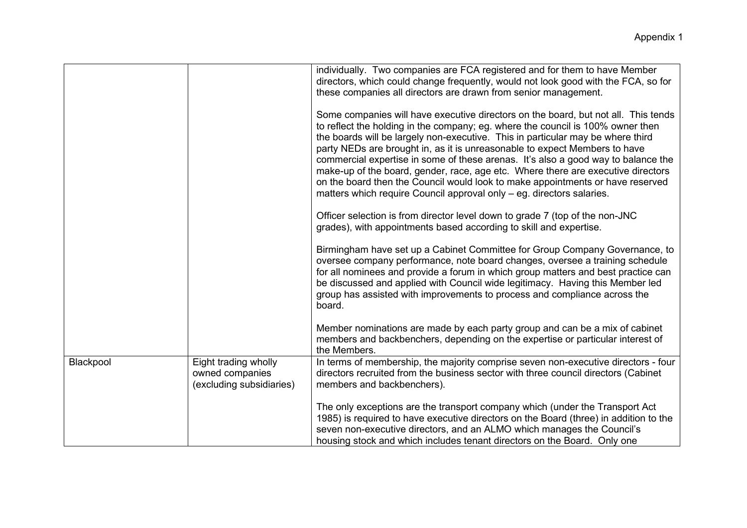| | | |
|---|---|---|
| | | individually. Two companies are FCA registered and for them to have Member directors, which could change frequently, would not look good with the FCA, so for these companies all directors are drawn from senior management.<br><br>Some companies will have executive directors on the board, but not all. This tends to reflect the holding in the company; eg. where the council is 100% owner then the boards will be largely non-executive. This in particular may be where third party NEDs are brought in, as it is unreasonable to expect Members to have commercial expertise in some of these arenas. It's also a good way to balance the make-up of the board, gender, race, age etc. Where there are executive directors on the board then the Council would look to make appointments or have reserved matters which require Council approval only – eg. directors salaries.<br><br>Officer selection is from director level down to grade 7 (top of the non-JNC grades), with appointments based according to skill and expertise.<br><br>Birmingham have set up a Cabinet Committee for Group Company Governance, to oversee company performance, note board changes, oversee a training schedule for all nominees and provide a forum in which group matters and best practice can be discussed and applied with Council wide legitimacy. Having this Member led group has assisted with improvements to process and compliance across the board.<br><br>Member nominations are made by each party group and can be a mix of cabinet members and backbenchers, depending on the expertise or particular interest of the Members. |
| Blackpool | Eight trading wholly owned companies (excluding subsidiaries) | In terms of membership, the majority comprise seven non-executive directors - four directors recruited from the business sector with three council directors (Cabinet members and backbenchers).<br><br>The only exceptions are the transport company which (under the Transport Act 1985) is required to have executive directors on the Board (three) in addition to the seven non-executive directors, and an ALMO which manages the Council's housing stock and which includes tenant directors on the Board. Only one |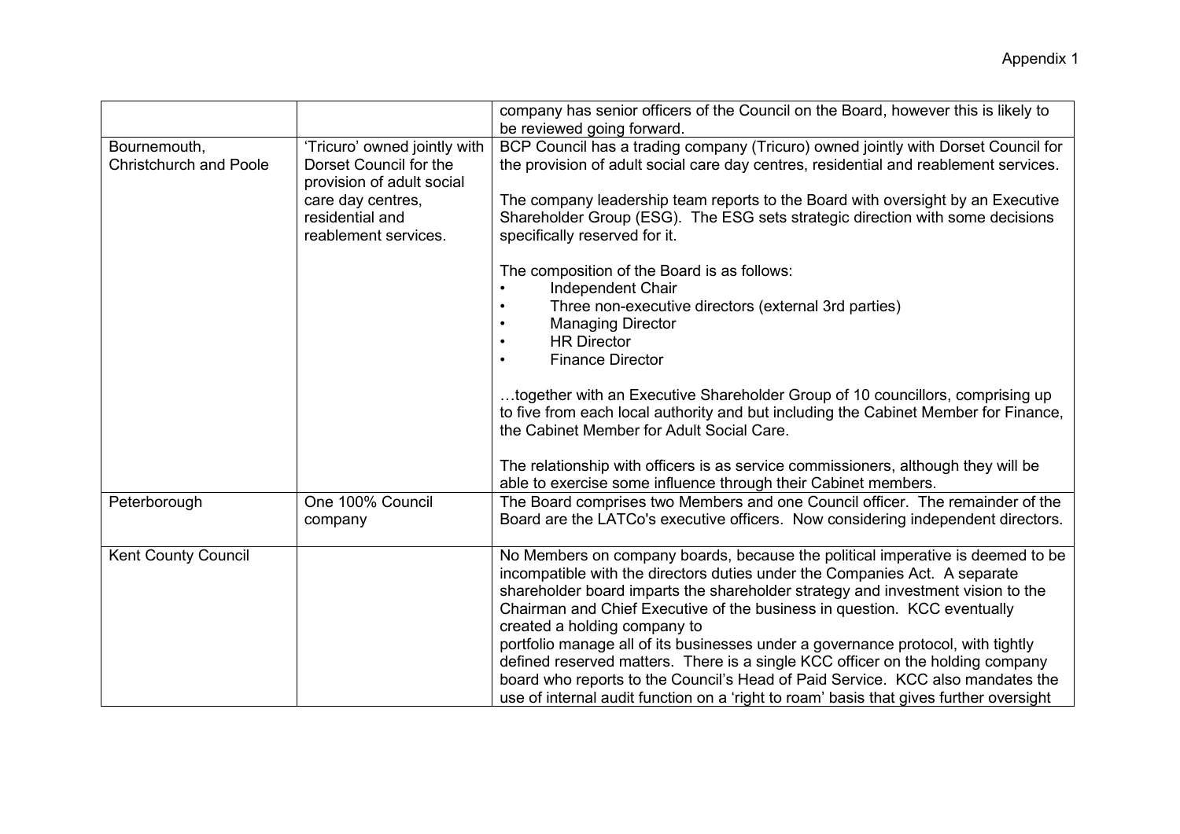| | | |
|---|---|---|
| | | company has senior officers of the Council on the Board, however this is likely to be reviewed going forward. |
| Bournemouth, Christchurch and Poole | 'Tricuro' owned jointly with Dorset Council for the provision of adult social care day centres, residential and reablement services. | BCP Council has a trading company (Tricuro) owned jointly with Dorset Council for the provision of adult social care day centres, residential and reablement services.<br><br>The company leadership team reports to the Board with oversight by an Executive Shareholder Group (ESG). The ESG sets strategic direction with some decisions specifically reserved for it.<br><br>The composition of the Board is as follows:<br>• Independent Chair<br>• Three non-executive directors (external 3rd parties)<br>• Managing Director<br>• HR Director<br>• Finance Director<br><br>…together with an Executive Shareholder Group of 10 councillors, comprising up to five from each local authority and but including the Cabinet Member for Finance, the Cabinet Member for Adult Social Care.<br><br>The relationship with officers is as service commissioners, although they will be able to exercise some influence through their Cabinet members. |
| Peterborough | One 100% Council company | The Board comprises two Members and one Council officer. The remainder of the Board are the LATCo's executive officers. Now considering independent directors. |
| Kent County Council | | No Members on company boards, because the political imperative is deemed to be incompatible with the directors duties under the Companies Act. A separate shareholder board imparts the shareholder strategy and investment vision to the Chairman and Chief Executive of the business in question. KCC eventually created a holding company to portfolio manage all of its businesses under a governance protocol, with tightly defined reserved matters. There is a single KCC officer on the holding company board who reports to the Council's Head of Paid Service. KCC also mandates the use of internal audit function on a 'right to roam' basis that gives further oversight |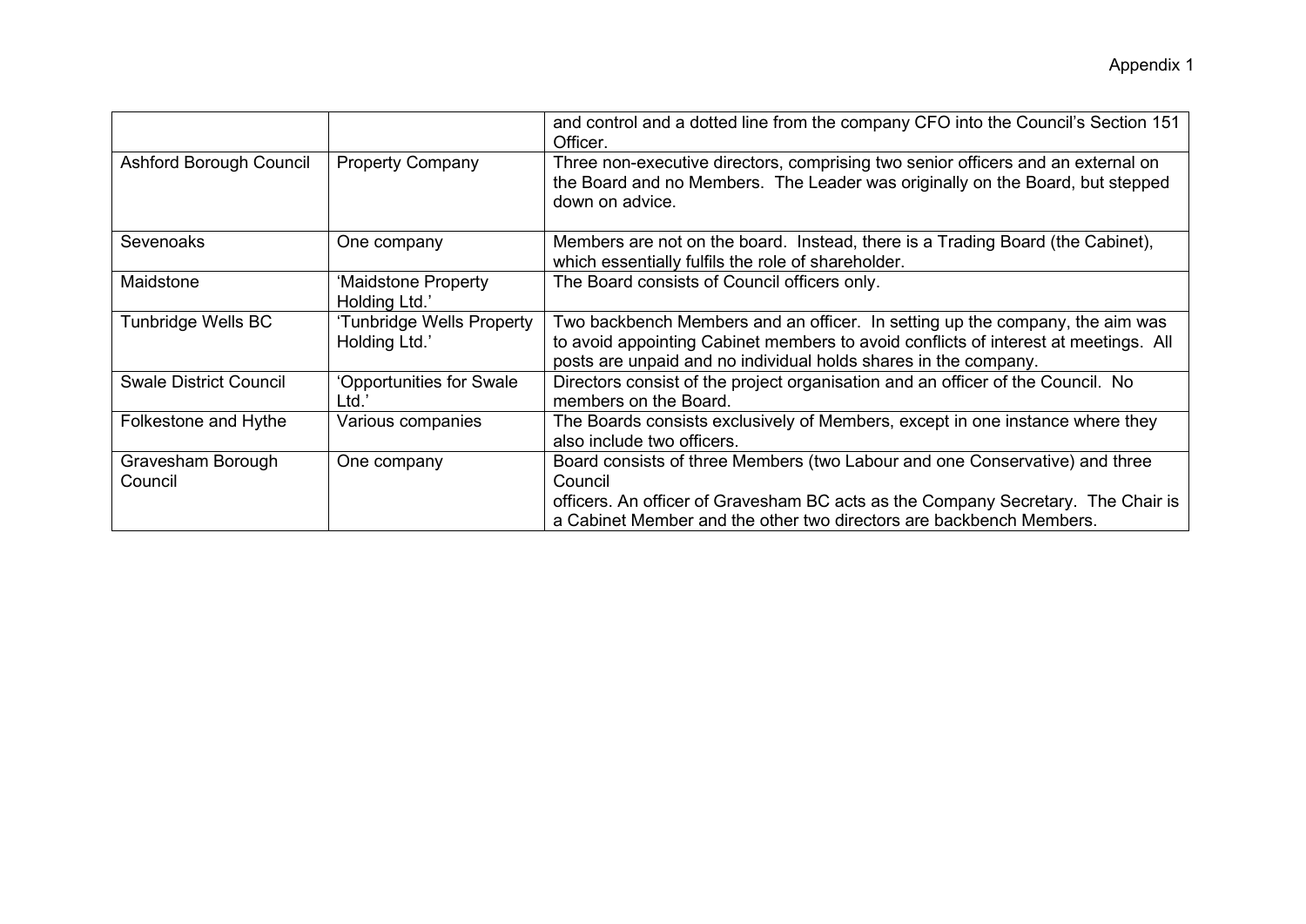| | | |
|---|---|---|
| | | and control and a dotted line from the company CFO into the Council's Section 151 Officer. |
| Ashford Borough Council | Property Company | Three non-executive directors, comprising two senior officers and an external on the Board and no Members. The Leader was originally on the Board, but stepped down on advice. |
| Sevenoaks | One company | Members are not on the board. Instead, there is a Trading Board (the Cabinet), which essentially fulfils the role of shareholder. |
| Maidstone | 'Maidstone Property Holding Ltd.' | The Board consists of Council officers only. |
| Tunbridge Wells BC | 'Tunbridge Wells Property Holding Ltd.' | Two backbench Members and an officer. In setting up the company, the aim was to avoid appointing Cabinet members to avoid conflicts of interest at meetings. All posts are unpaid and no individual holds shares in the company. |
| Swale District Council | 'Opportunities for Swale Ltd.' | Directors consist of the project organisation and an officer of the Council. No members on the Board. |
| Folkestone and Hythe | Various companies | The Boards consists exclusively of Members, except in one instance where they also include two officers. |
| Gravesham Borough Council | One company | Board consists of three Members (two Labour and one Conservative) and three Council officers. An officer of Gravesham BC acts as the Company Secretary. The Chair is a Cabinet Member and the other two directors are backbench Members. |